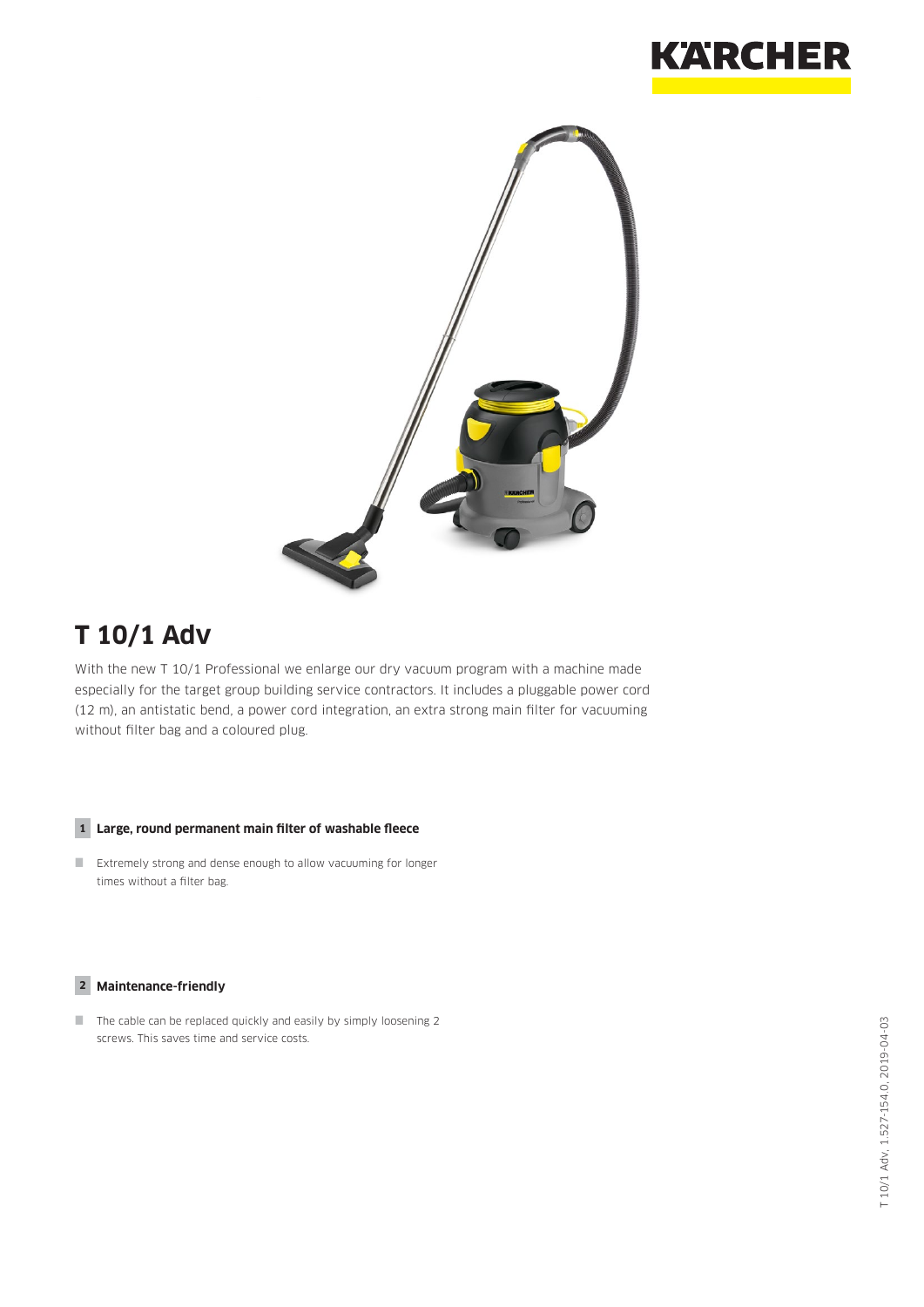# T 10/1 Adv

With the new T 10/1 Professional we enlarge our dry vacuum program with a machine made especially for the target group building service contractors. It includes a pluggable power cord (12 m), an antistatic bend, a power cord integration, an extra strong main filter for vacuuming without filter bag and a coloured plug.

**1 Large, round permanent main filter of washable fleece**

- Extremely strong and dense enough to allow vacuuming for longer times without a filter bag.

**2 Maintenance-friendly**

- The cable can be replaced quickly and easily by simply loosening 2 screws. This saves time and service costs.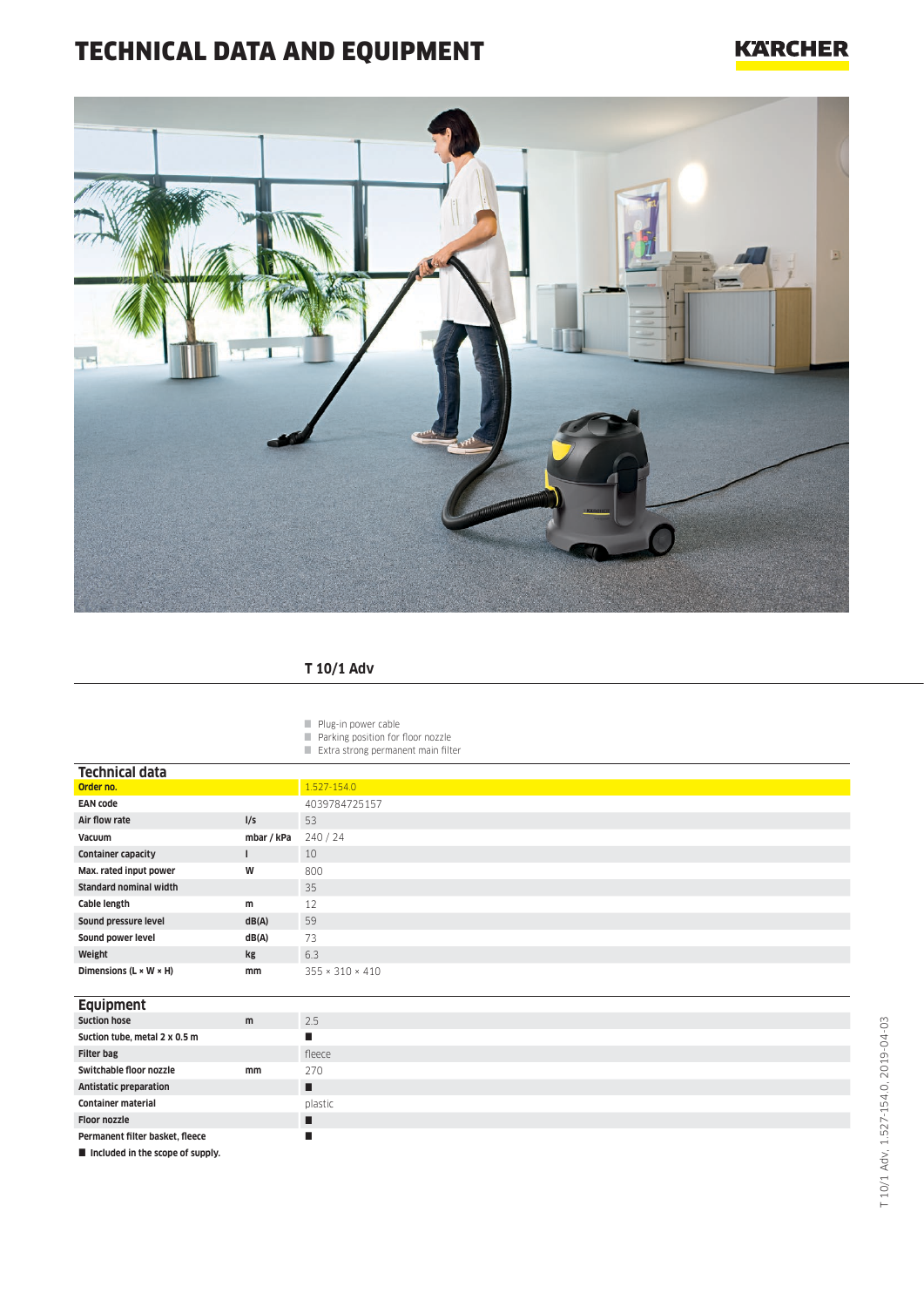# TECHNICAL DATA AND EQUIPMENT

KÄRCHER

## T 10/1 Adv

- Plug-in power cable
- Parking position for floor nozzle
- Extra strong permanent main filter

### Technical data

| | | |
|---|---|---|
| **Order no.** | | 1.527-154.0 |
| **EAN code** | | 4039784725157 |
| **Air flow rate** | l/s | 53 |
| **Vacuum** | mbar / kPa | 240 / 24 |
| **Container capacity** | l | 10 |
| **Max. rated input power** | W | 800 |
| **Standard nominal width** | | 35 |
| **Cable length** | m | 12 |
| **Sound pressure level** | dB(A) | 59 |
| **Sound power level** | dB(A) | 73 |
| **Weight** | kg | 6.3 |
| **Dimensions (L × W × H)** | mm | 355 × 310 × 410 |

### Equipment

| | | |
|---|---|---|
| **Suction hose** | m | 2.5 |
| **Suction tube, metal 2 x 0.5 m** | | ■ |
| **Filter bag** | | fleece |
| **Switchable floor nozzle** | mm | 270 |
| **Antistatic preparation** | | ■ |
| **Container material** | | plastic |
| **Floor nozzle** | | ■ |
| **Permanent filter basket, fleece** | | ■ |

■ **Included in the scope of supply.**

T 10/1 Adv, 1.527-154.0, 2019-04-03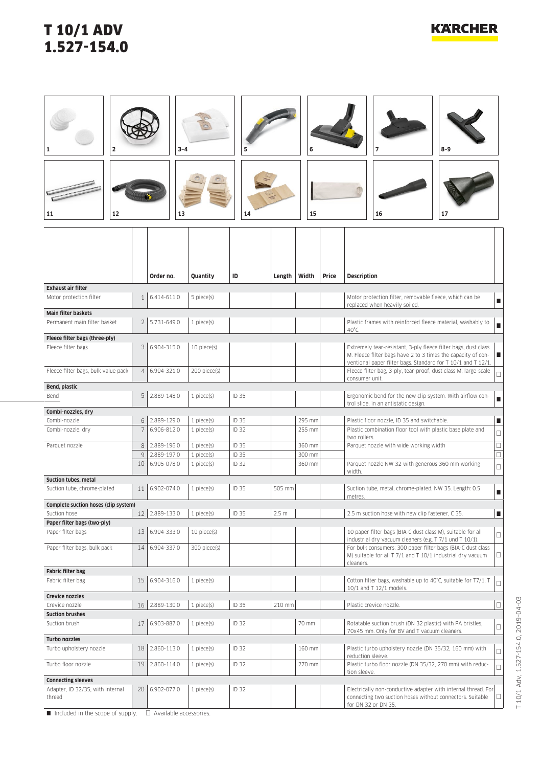# T 10/1 ADV
# 1.527-154.0

| 1 | 2 | 3–4 | 5 | 6 | 7 | 8–9 |
|---|---|---|---|---|---|---|
| 11 | 12 | 13 | 14 | 15 | 16 | 17 |

| | | Order no. | Quantity | ID | Length | Width | Price | Description | |
|---|---|---|---|---|---|---|---|---|---|
| **Exhaust air filter** | | | | | | | | | |
| Motor protection filter | 1 | 6.414-611.0 | 5 piece(s) | | | | | Motor protection filter, removable fleece, which can be replaced when heavily soiled. | ■ |
| **Main filter baskets** | | | | | | | | | |
| Permanent main filter basket | 2 | 5.731-649.0 | 1 piece(s) | | | | | Plastic frames with reinforced fleece material, washably to 40°C. | ■ |
| **Fleece filter bags (three-ply)** | | | | | | | | | |
| Fleece filter bags | 3 | 6.904-315.0 | 10 piece(s) | | | | | Extremely tear-resistant, 3-ply fleece filter bags, dust class M. Fleece filter bags have 2 to 3 times the capacity of conventional paper filter bags. Standard for T 10/1 and T 12/1. | ■ |
| Fleece filter bags, bulk value pack | 4 | 6.904-321.0 | 200 piece(s) | | | | | Fleece filter bag, 3-ply, tear-proof, dust class M, large-scale consumer unit. | □ |
| **Bend, plastic** | | | | | | | | | |
| Bend | 5 | 2.889-148.0 | 1 piece(s) | ID 35 | | | | Ergonomic bend for the new clip system. With airflow control slide, in an antistatic design. | ■ |
| **Combi-nozzles, dry** | | | | | | | | | |
| Combi-nozzle | 6 | 2.889-129.0 | 1 piece(s) | ID 35 | | 295 mm | | Plastic floor nozzle, ID 35 and switchable. | ■ |
| Combi-nozzle, dry | 7 | 6.906-812.0 | 1 piece(s) | ID 32 | | 255 mm | | Plastic combination floor tool with plastic base plate and two rollers. | □ |
| Parquet nozzle | 8 | 2.889-196.0 | 1 piece(s) | ID 35 | | 360 mm | | Parquet nozzle with wide working width | □ |
| | 9 | 2.889-197.0 | 1 piece(s) | ID 35 | | 300 mm | | | □ |
| | 10 | 6.905-078.0 | 1 piece(s) | ID 32 | | 360 mm | | Parquet nozzle NW 32 with generous 360 mm working width. | □ |
| **Suction tubes, metal** | | | | | | | | | |
| Suction tube, chrome-plated | 11 | 6.902-074.0 | 1 piece(s) | ID 35 | 505 mm | | | Suction tube, metal, chrome-plated, NW 35. Length: 0.5 metres. | ■ |
| **Complete suction hoses (clip system)** | | | | | | | | | |
| Suction hose | 12 | 2.889-133.0 | 1 piece(s) | ID 35 | 2.5 m | | | 2.5 m suction hose with new clip fastener, C 35. | ■ |
| **Paper filter bags (two-ply)** | | | | | | | | | |
| Paper filter bags | 13 | 6.904-333.0 | 10 piece(s) | | | | | 10 paper filter bags (BIA-C dust class M), suitable for all industrial dry vacuum cleaners (e.g. T 7/1 und T 10/1). | □ |
| Paper filter bags, bulk pack | 14 | 6.904-337.0 | 300 piece(s) | | | | | For bulk consumers: 300 paper filter bags (BIA-C dust class M) suitable for all T 7/1 and T 10/1 industrial dry vacuum cleaners. | □ |
| **Fabric filter bag** | | | | | | | | | |
| Fabric filter bag | 15 | 6.904-316.0 | 1 piece(s) | | | | | Cotton filter bags, washable up to 40°C, suitable for T7/1, T 10/1 and T 12/1 models. | □ |
| **Crevice nozzles** | | | | | | | | | |
| Crevice nozzle | 16 | 2.889-130.0 | 1 piece(s) | ID 35 | 210 mm | | | Plastic crevice nozzle. | □ |
| **Suction brushes** | | | | | | | | | |
| Suction brush | 17 | 6.903-887.0 | 1 piece(s) | ID 32 | | 70 mm | | Rotatable suction brush (DN 32 plastic) with PA bristles, 70x45 mm. Only for BV and T vacuum cleaners. | □ |
| **Turbo nozzles** | | | | | | | | | |
| Turbo upholstery nozzle | 18 | 2.860-113.0 | 1 piece(s) | ID 32 | | 160 mm | | Plastic turbo upholstery nozzle (DN 35/32, 160 mm) with reduction sleeve. | □ |
| Turbo floor nozzle | 19 | 2.860-114.0 | 1 piece(s) | ID 32 | | 270 mm | | Plastic turbo floor nozzle (DN 35/32, 270 mm) with reduction sleeve. | □ |
| **Connecting sleeves** | | | | | | | | | |
| Adapter, ID 32/35, with internal thread | 20 | 6.902-077.0 | 1 piece(s) | ID 32 | | | | Electrically non-conductive adapter with internal thread. For connecting two suction hoses without connectors. Suitable for DN 32 or DN 35. | □ |

■ Included in the scope of supply. □ Available accessories.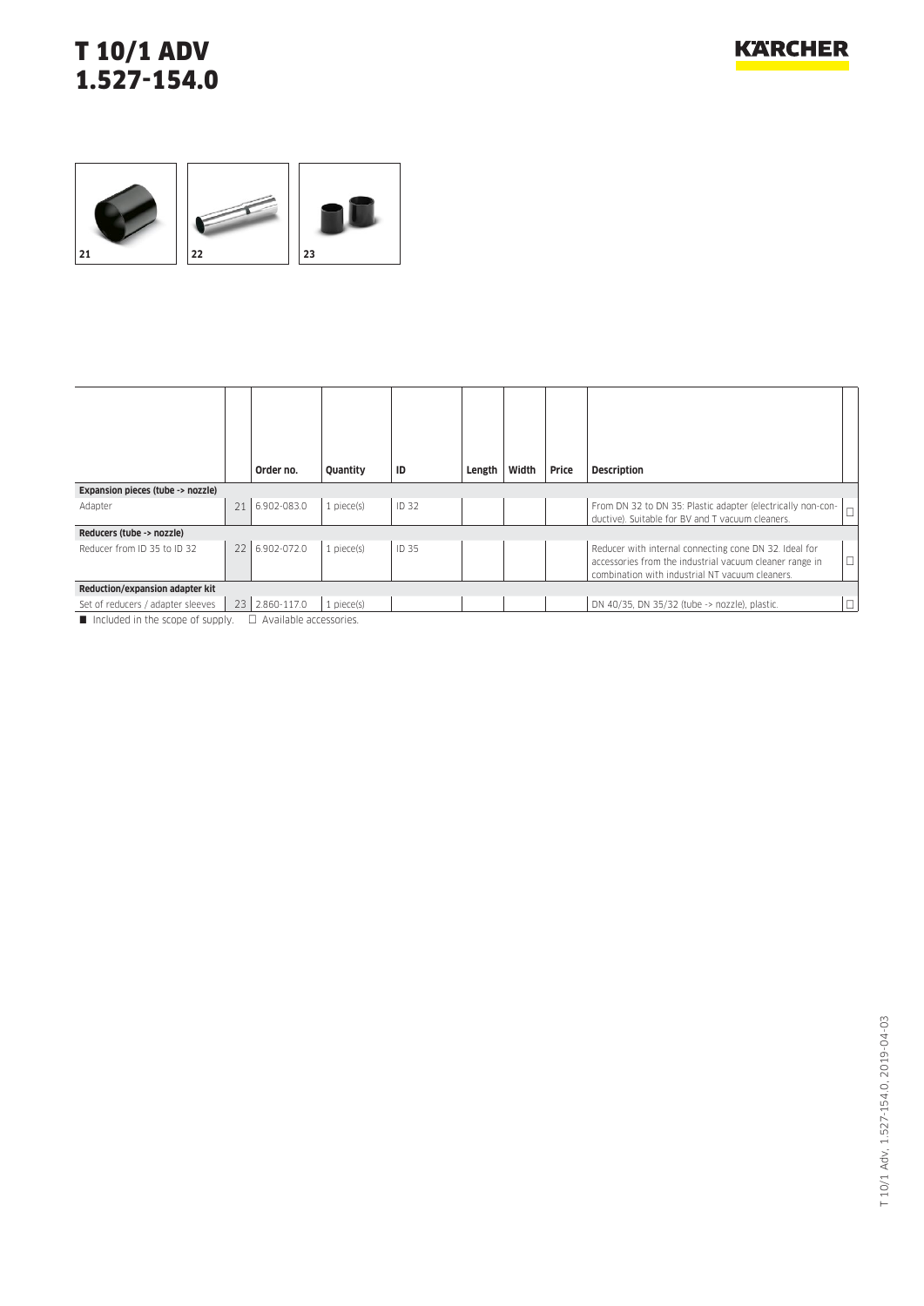# T 10/1 ADV
# 1.527-154.0

21 22 23

| | | Order no. | Quantity | ID | Length | Width | Price | Description | |
|---|---|---|---|---|---|---|---|---|---|
| **Expansion pieces (tube -> nozzle)** | | | | | | | | | |
| Adapter | 21 | 6.902-083.0 | 1 piece(s) | ID 32 | | | | From DN 32 to DN 35: Plastic adapter (electrically non-conductive). Suitable for BV and T vacuum cleaners. | □ |
| **Reducers (tube -> nozzle)** | | | | | | | | | |
| Reducer from ID 35 to ID 32 | 22 | 6.902-072.0 | 1 piece(s) | ID 35 | | | | Reducer with internal connecting cone DN 32. Ideal for accessories from the industrial vacuum cleaner range in combination with industrial NT vacuum cleaners. | □ |
| **Reduction/expansion adapter kit** | | | | | | | | | |
| Set of reducers / adapter sleeves | 23 | 2.860-117.0 | 1 piece(s) | | | | | DN 40/35, DN 35/32 (tube -> nozzle), plastic. | □ |

■ Included in the scope of supply. □ Available accessories.